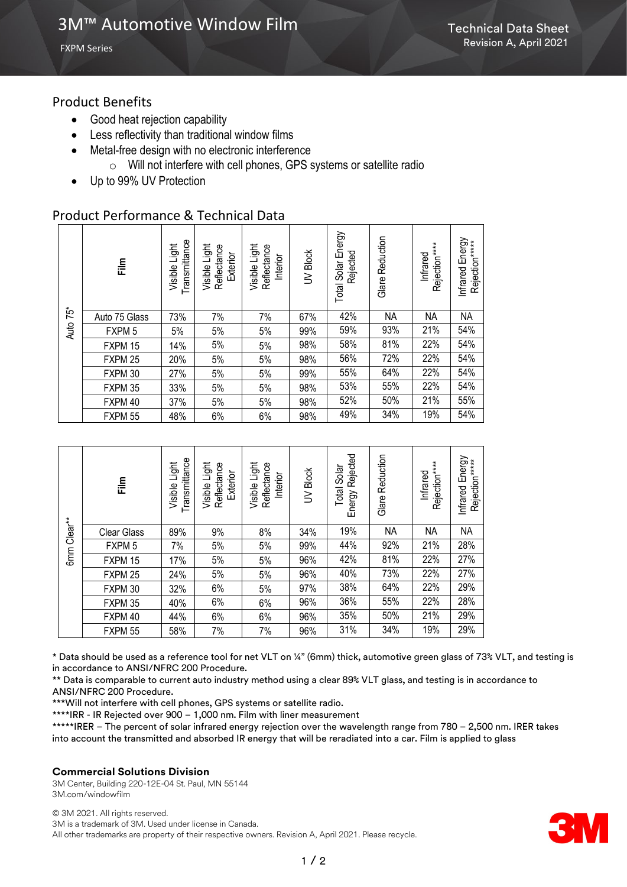# 3M™ Automotive Window Film

FXPM Series

Technical Data Sheet
Revision A, April 2021

## Product Benefits

- Good heat rejection capability
- Less reflectivity than traditional window films
- Metal-free design with no electronic interference
  - Will not interfere with cell phones, GPS systems or satellite radio
- Up to 99% UV Protection

## Product Performance & Technical Data

| | Film | Visible Light Transmittance | Visible Light Reflectance Exterior | Visible Light Reflectance Interior | UV Block | Total Solar Energy Rejected | Glare Reduction | Infrared Rejection**** | Infrared Energy Rejection***** |
|---|---|---|---|---|---|---|---|---|---|
| Auto 75* | Auto 75 Glass | 73% | 7% | 7% | 67% | 42% | NA | NA | NA |
| | FXPM 5 | 5% | 5% | 5% | 99% | 59% | 93% | 21% | 54% |
| | FXPM 15 | 14% | 5% | 5% | 98% | 58% | 81% | 22% | 54% |
| | FXPM 25 | 20% | 5% | 5% | 98% | 56% | 72% | 22% | 54% |
| | FXPM 30 | 27% | 5% | 5% | 99% | 55% | 64% | 22% | 54% |
| | FXPM 35 | 33% | 5% | 5% | 98% | 53% | 55% | 22% | 54% |
| | FXPM 40 | 37% | 5% | 5% | 98% | 52% | 50% | 21% | 55% |
| | FXPM 55 | 48% | 6% | 6% | 98% | 49% | 34% | 19% | 54% |

| | Film | Visible Light Transmittance | Visible Light Reflectance Exterior | Visible Light Reflectance Interior | UV Block | Total Solar Energy Rejected | Glare Reduction | Infrared Rejection**** | Infrared Energy Rejection***** |
|---|---|---|---|---|---|---|---|---|---|
| 6mm Clear** | Clear Glass | 89% | 9% | 8% | 34% | 19% | NA | NA | NA |
| | FXPM 5 | 7% | 5% | 5% | 99% | 44% | 92% | 21% | 28% |
| | FXPM 15 | 17% | 5% | 5% | 96% | 42% | 81% | 22% | 27% |
| | FXPM 25 | 24% | 5% | 5% | 96% | 40% | 73% | 22% | 27% |
| | FXPM 30 | 32% | 6% | 5% | 97% | 38% | 64% | 22% | 29% |
| | FXPM 35 | 40% | 6% | 6% | 96% | 36% | 55% | 22% | 28% |
| | FXPM 40 | 44% | 6% | 6% | 96% | 35% | 50% | 21% | 29% |
| | FXPM 55 | 58% | 7% | 7% | 96% | 31% | 34% | 19% | 29% |

\* Data should be used as a reference tool for net VLT on ¼" (6mm) thick, automotive green glass of 73% VLT, and testing is in accordance to ANSI/NFRC 200 Procedure.

** Data is comparable to current auto industry method using a clear 89% VLT glass, and testing is in accordance to ANSI/NFRC 200 Procedure.

***Will not interfere with cell phones, GPS systems or satellite radio.

****IRR - IR Rejected over 900 – 1,000 nm. Film with liner measurement

*****IRER – The percent of solar infrared energy rejection over the wavelength range from 780 – 2,500 nm. IRER takes into account the transmitted and absorbed IR energy that will be reradiated into a car. Film is applied to glass

**Commercial Solutions Division**

3M Center, Building 220-12E-04 St. Paul, MN 55144
3M.com/windowfilm

© 3M 2021. All rights reserved.
3M is a trademark of 3M. Used under license in Canada.
All other trademarks are property of their respective owners. Revision A, April 2021. Please recycle.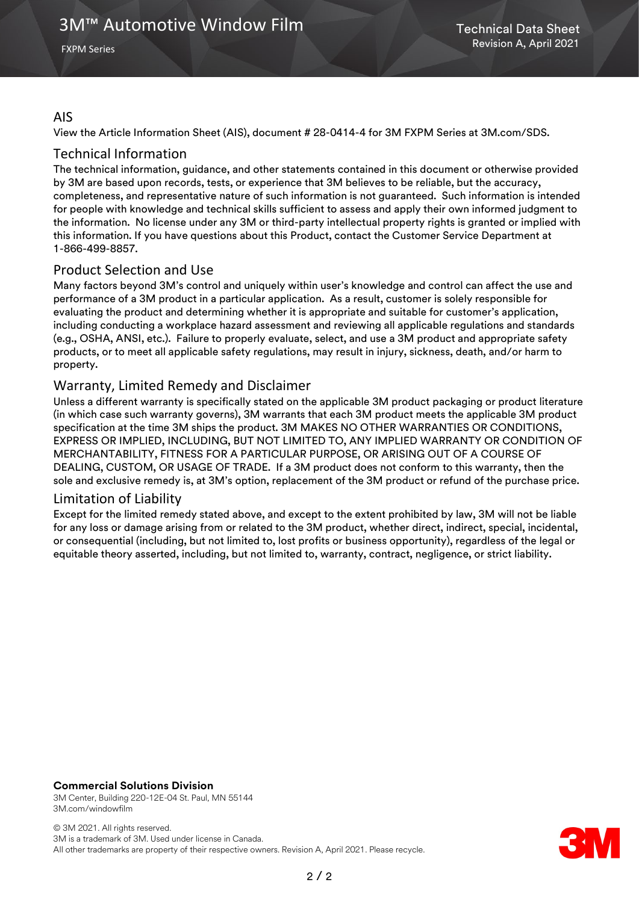## AIS

View the Article Information Sheet (AIS), document # 28-0414-4 for 3M FXPM Series at 3M.com/SDS.

## Technical Information

The technical information, guidance, and other statements contained in this document or otherwise provided by 3M are based upon records, tests, or experience that 3M believes to be reliable, but the accuracy, completeness, and representative nature of such information is not guaranteed. Such information is intended for people with knowledge and technical skills sufficient to assess and apply their own informed judgment to the information. No license under any 3M or third-party intellectual property rights is granted or implied with this information. If you have questions about this Product, contact the Customer Service Department at 1-866-499-8857.

## Product Selection and Use

Many factors beyond 3M's control and uniquely within user's knowledge and control can affect the use and performance of a 3M product in a particular application. As a result, customer is solely responsible for evaluating the product and determining whether it is appropriate and suitable for customer's application, including conducting a workplace hazard assessment and reviewing all applicable regulations and standards (e.g., OSHA, ANSI, etc.). Failure to properly evaluate, select, and use a 3M product and appropriate safety products, or to meet all applicable safety regulations, may result in injury, sickness, death, and/or harm to property.

## Warranty, Limited Remedy and Disclaimer

Unless a different warranty is specifically stated on the applicable 3M product packaging or product literature (in which case such warranty governs), 3M warrants that each 3M product meets the applicable 3M product specification at the time 3M ships the product. 3M MAKES NO OTHER WARRANTIES OR CONDITIONS, EXPRESS OR IMPLIED, INCLUDING, BUT NOT LIMITED TO, ANY IMPLIED WARRANTY OR CONDITION OF MERCHANTABILITY, FITNESS FOR A PARTICULAR PURPOSE, OR ARISING OUT OF A COURSE OF DEALING, CUSTOM, OR USAGE OF TRADE. If a 3M product does not conform to this warranty, then the sole and exclusive remedy is, at 3M's option, replacement of the 3M product or refund of the purchase price.

## Limitation of Liability

Except for the limited remedy stated above, and except to the extent prohibited by law, 3M will not be liable for any loss or damage arising from or related to the 3M product, whether direct, indirect, special, incidental, or consequential (including, but not limited to, lost profits or business opportunity), regardless of the legal or equitable theory asserted, including, but not limited to, warranty, contract, negligence, or strict liability.

**Commercial Solutions Division**
3M Center, Building 220-12E-04 St. Paul, MN 55144
3M.com/windowfilm

© 3M 2021. All rights reserved.
3M is a trademark of 3M. Used under license in Canada.
All other trademarks are property of their respective owners. Revision A, April 2021. Please recycle.